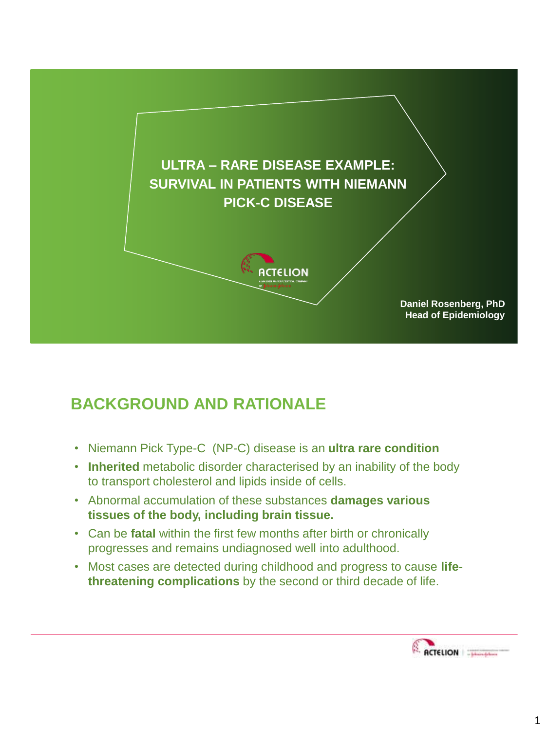# ULTRA – RARE DISEASE EXAMPLE: SURVIVAL IN PATIENTS WITH NIEMANN PICK-C DISEASE

**Daniel Rosenberg, PhD**
**Head of Epidemiology**

## BACKGROUND AND RATIONALE

- Niemann Pick Type-C (NP-C) disease is an **ultra rare condition**
- **Inherited** metabolic disorder characterised by an inability of the body to transport cholesterol and lipids inside of cells.
- Abnormal accumulation of these substances **damages various tissues of the body, including brain tissue.**
- Can be **fatal** within the first few months after birth or chronically progresses and remains undiagnosed well into adulthood.
- Most cases are detected during childhood and progress to cause **life-threatening complications** by the second or third decade of life.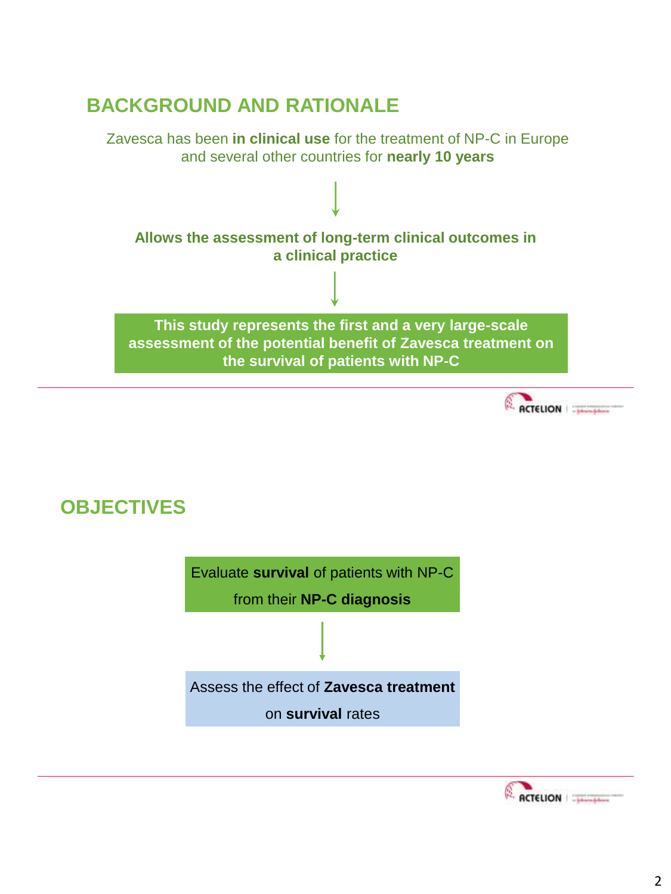## BACKGROUND AND RATIONALE

Zavesca has been **in clinical use** for the treatment of NP-C in Europe and several other countries for **nearly 10 years**

↓

**Allows the assessment of long-term clinical outcomes in a clinical practice**

↓

**This study represents the first and a very large-scale assessment of the potential benefit of Zavesca treatment on the survival of patients with NP-C**

## OBJECTIVES

Evaluate **survival** of patients with NP-C from their **NP-C diagnosis**

↓

Assess the effect of **Zavesca treatment** on **survival** rates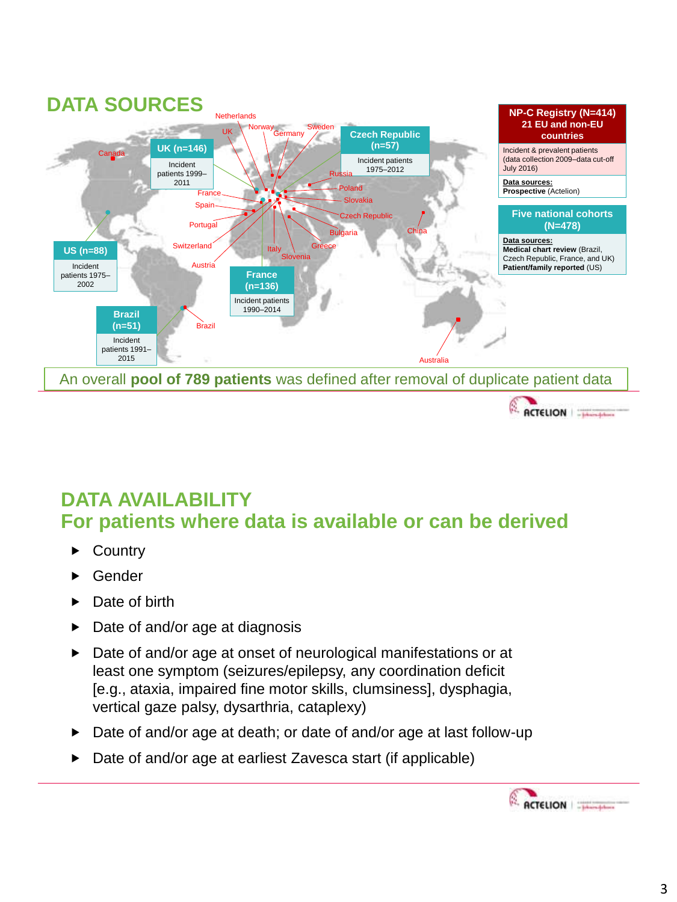## DATA SOURCES

**UK (n=146)**
Incident patients 1999–2011

**Czech Republic (n=57)**
Incident patients 1975–2012

**US (n=88)**
Incident patients 1975–2002

**France (n=136)**
Incident patients 1990–2014

**Brazil (n=51)**
Incident patients 1991–2015

Canada, Netherlands, UK, Norway, Germany, Sweden, Russia, Poland, Slovakia, France, Spain, Portugal, Czech Republic, China, Bulgaria, Switzerland, Italy, Greece, Slovenia, Austria, Brazil, Australia

**NP-C Registry (N=414)**
**21 EU and non-EU countries**

Incident & prevalent patients (data collection 2009–data cut-off July 2016)

**Data sources:**
**Prospective** (Actelion)

**Five national cohorts (N=478)**

**Data sources:**
**Medical chart review** (Brazil, Czech Republic, France, and UK)
**Patient/family reported** (US)

An overall **pool of 789 patients** was defined after removal of duplicate patient data

## DATA AVAILABILITY
## For patients where data is available or can be derived

- Country
- Gender
- Date of birth
- Date of and/or age at diagnosis
- Date of and/or age at onset of neurological manifestations or at least one symptom (seizures/epilepsy, any coordination deficit [e.g., ataxia, impaired fine motor skills, clumsiness], dysphagia, vertical gaze palsy, dysarthria, cataplexy)
- Date of and/or age at death; or date of and/or age at last follow-up
- Date of and/or age at earliest Zavesca start (if applicable)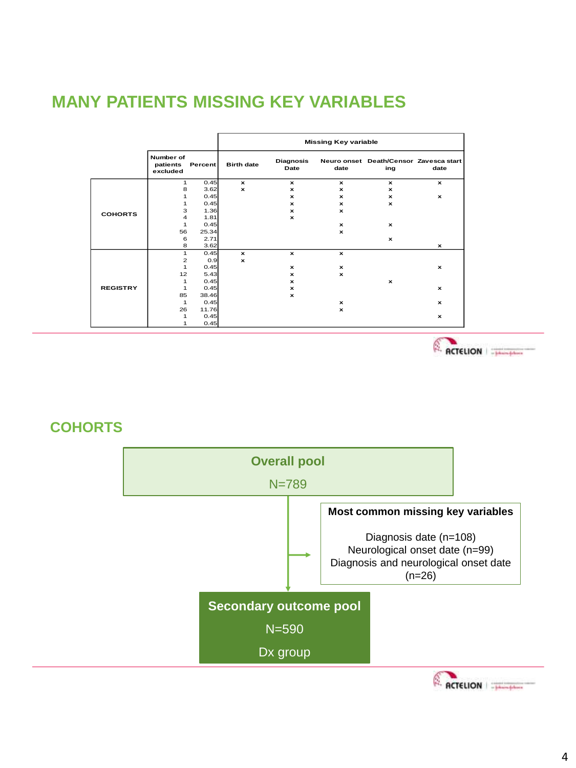# MANY PATIENTS MISSING KEY VARIABLES

| | Number of patients excluded | Percent | Missing Key variable: Birth date | Diagnosis Date | Neuro onset date | Death/Censoring | Zavesca start date |
|---|---|---|---|---|---|---|---|
| COHORTS | 1 | 0.45 | × | × | × | × | × |
| | 8 | 3.62 | × | × | × | × | |
| | 1 | 0.45 | | × | × | × | × |
| | 1 | 0.45 | | × | × | × | |
| | 3 | 1.36 | | × | × | | |
| | 4 | 1.81 | | × | | | |
| | 1 | 0.45 | | | × | × | |
| | 56 | 25.34 | | | × | | |
| | 6 | 2.71 | | | | × | |
| | 8 | 3.62 | | | | | × |
| REGISTRY | 1 | 0.45 | × | × | × | | |
| | 2 | 0.9 | × | | | | |
| | 1 | 0.45 | | × | × | | × |
| | 12 | 5.43 | | × | × | | |
| | 1 | 0.45 | | × | | × | |
| | 1 | 0.45 | | × | | | × |
| | 85 | 38.46 | | × | | | |
| | 1 | 0.45 | | | × | | × |
| | 26 | 11.76 | | | × | | |
| | 1 | 0.45 | | | | | × |
| | 1 | 0.45 | | | | | |

# COHORTS

**Overall pool**

N=789

**Most common missing key variables**

Diagnosis date (n=108)
Neurological onset date (n=99)
Diagnosis and neurological onset date (n=26)

**Secondary outcome pool**

N=590

Dx group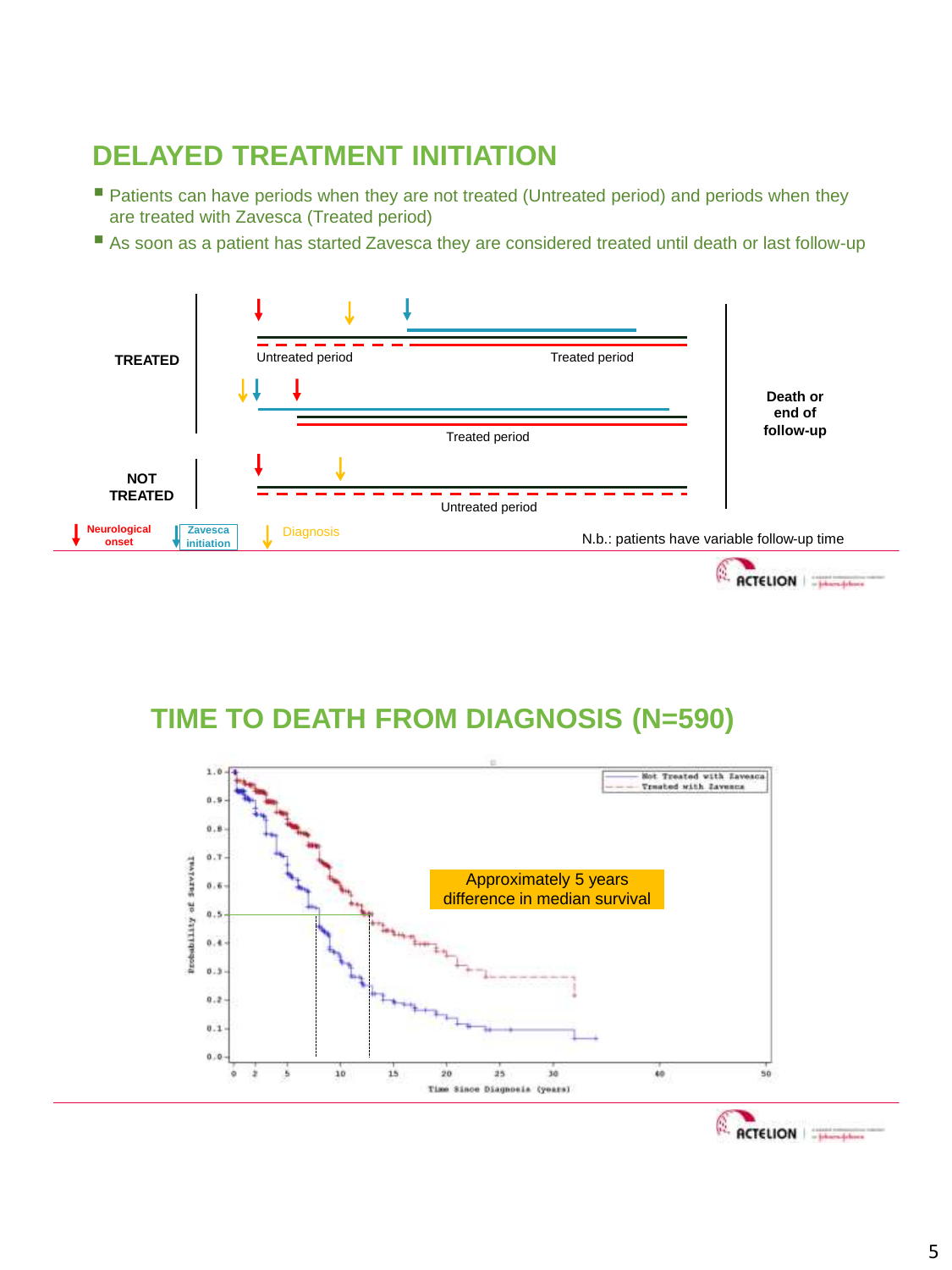## DELAYED TREATMENT INITIATION

- Patients can have periods when they are not treated (Untreated period) and periods when they are treated with Zavesca (Treated period)
- As soon as a patient has started Zavesca they are considered treated until death or last follow-up

**TREATED**

Untreated period — Treated period

Treated period

**NOT TREATED**

Untreated period

**Death or end of follow-up**

Neurological onset | Zavesca initiation | Diagnosis

N.b.: patients have variable follow-up time

## TIME TO DEATH FROM DIAGNOSIS (N=590)

Not Treated with Zavesca
Treated with Zavesca

Approximately 5 years difference in median survival

Probability of Survival

Time Since Diagnosis (years)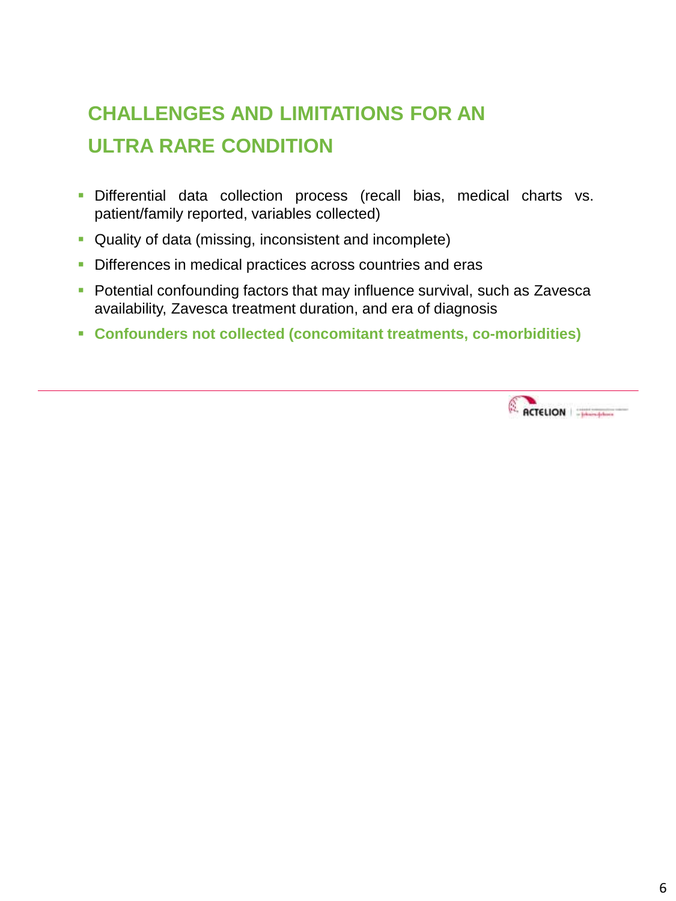## CHALLENGES AND LIMITATIONS FOR AN ULTRA RARE CONDITION

- Differential data collection process (recall bias, medical charts vs. patient/family reported, variables collected)
- Quality of data (missing, inconsistent and incomplete)
- Differences in medical practices across countries and eras
- Potential confounding factors that may influence survival, such as Zavesca availability, Zavesca treatment duration, and era of diagnosis
- **Confounders not collected (concomitant treatments, co-morbidities)**